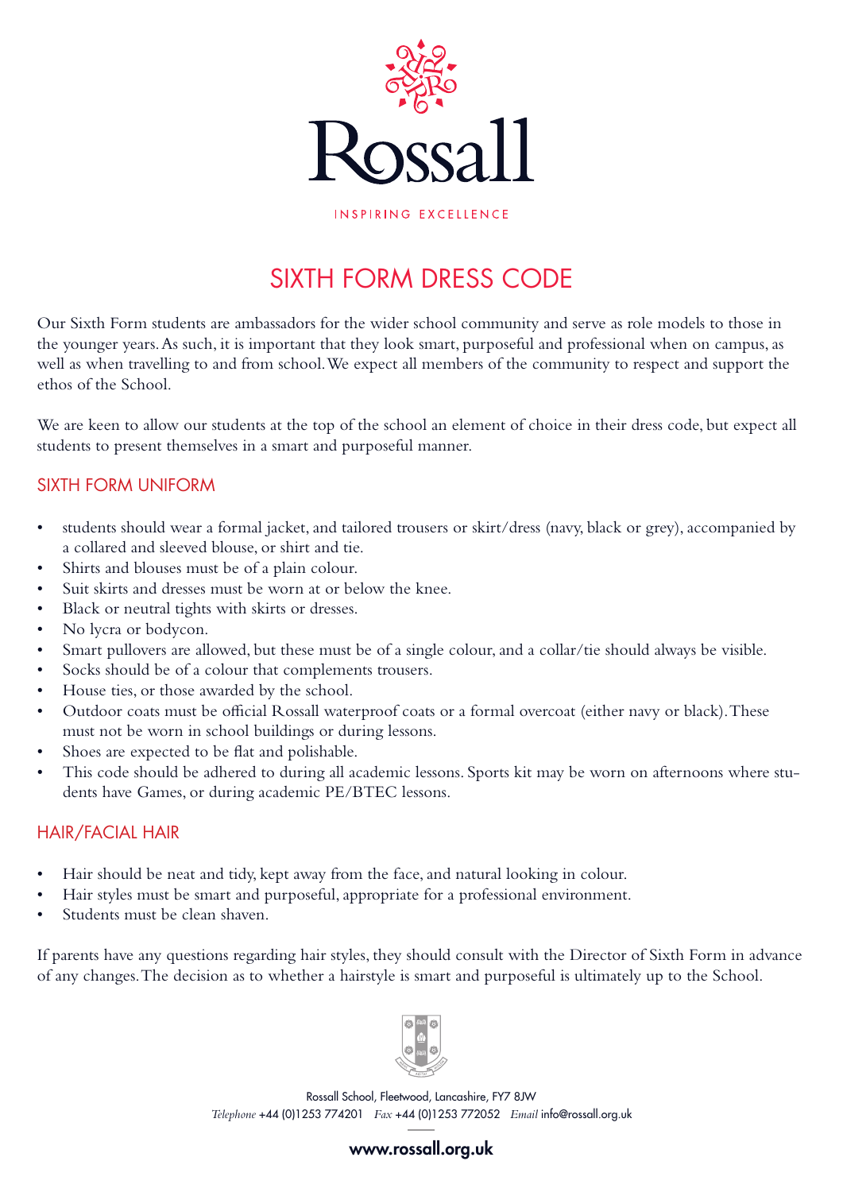Rossall

INSPIRING EXCELLENCE

# SIXTH FORM DRESS CODE

Our Sixth Form students are ambassadors for the wider school community and serve as role models to those in the younger years. As such, it is important that they look smart, purposeful and professional when on campus, as well as when travelling to and from school. We expect all members of the community to respect and support the ethos of the School.

We are keen to allow our students at the top of the school an element of choice in their dress code, but expect all students to present themselves in a smart and purposeful manner.

## SIXTH FORM UNIFORM

- students should wear a formal jacket, and tailored trousers or skirt/dress (navy, black or grey), accompanied by a collared and sleeved blouse, or shirt and tie.
- Shirts and blouses must be of a plain colour.
- Suit skirts and dresses must be worn at or below the knee.
- Black or neutral tights with skirts or dresses.
- No lycra or bodycon.
- Smart pullovers are allowed, but these must be of a single colour, and a collar/tie should always be visible.
- Socks should be of a colour that complements trousers.
- House ties, or those awarded by the school.
- Outdoor coats must be official Rossall waterproof coats or a formal overcoat (either navy or black). These must not be worn in school buildings or during lessons.
- Shoes are expected to be flat and polishable.
- This code should be adhered to during all academic lessons. Sports kit may be worn on afternoons where students have Games, or during academic PE/BTEC lessons.

## HAIR/FACIAL HAIR

- Hair should be neat and tidy, kept away from the face, and natural looking in colour.
- Hair styles must be smart and purposeful, appropriate for a professional environment.
- Students must be clean shaven.

If parents have any questions regarding hair styles, they should consult with the Director of Sixth Form in advance of any changes. The decision as to whether a hairstyle is smart and purposeful is ultimately up to the School.

Rossall School, Fleetwood, Lancashire, FY7 8JW
*Telephone* +44 (0)1253 774201 *Fax* +44 (0)1253 772052 *Email* info@rossall.org.uk

**www.rossall.org.uk**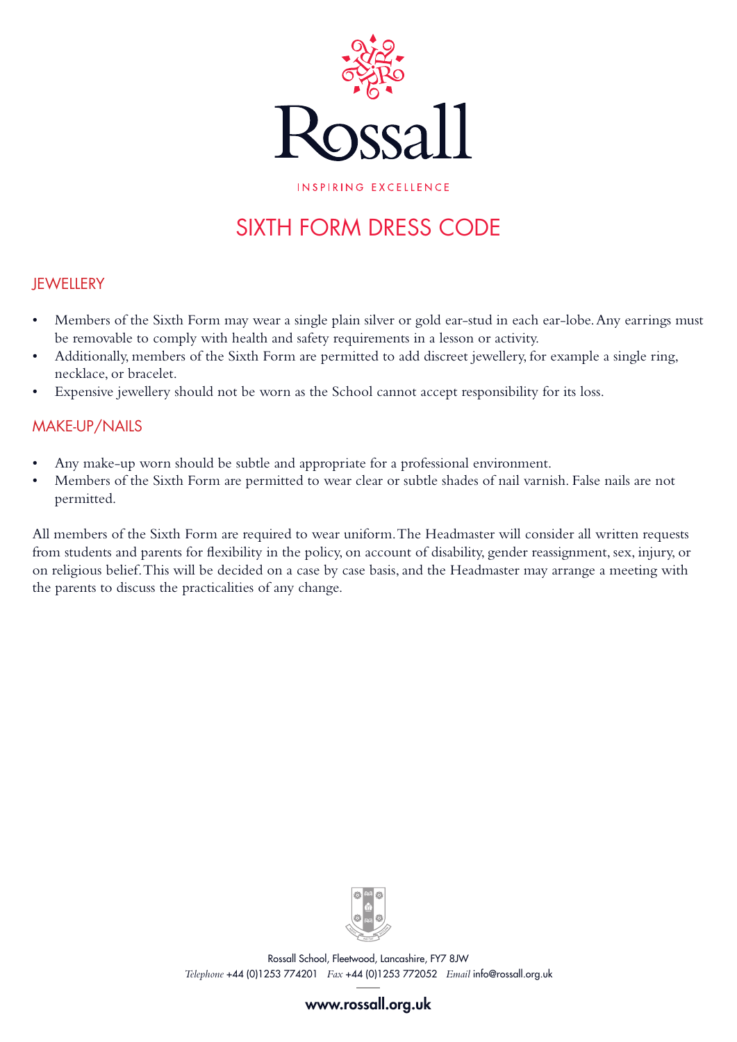Rossall

INSPIRING EXCELLENCE

# SIXTH FORM DRESS CODE

## JEWELLERY

- Members of the Sixth Form may wear a single plain silver or gold ear-stud in each ear-lobe. Any earrings must be removable to comply with health and safety requirements in a lesson or activity.
- Additionally, members of the Sixth Form are permitted to add discreet jewellery, for example a single ring, necklace, or bracelet.
- Expensive jewellery should not be worn as the School cannot accept responsibility for its loss.

## MAKE-UP/NAILS

- Any make-up worn should be subtle and appropriate for a professional environment.
- Members of the Sixth Form are permitted to wear clear or subtle shades of nail varnish. False nails are not permitted.

All members of the Sixth Form are required to wear uniform. The Headmaster will consider all written requests from students and parents for flexibility in the policy, on account of disability, gender reassignment, sex, injury, or on religious belief. This will be decided on a case by case basis, and the Headmaster may arrange a meeting with the parents to discuss the practicalities of any change.

Rossall School, Fleetwood, Lancashire, FY7 8JW
*Telephone* +44 (0)1253 774201 *Fax* +44 (0)1253 772052 *Email* info@rossall.org.uk

**www.rossall.org.uk**